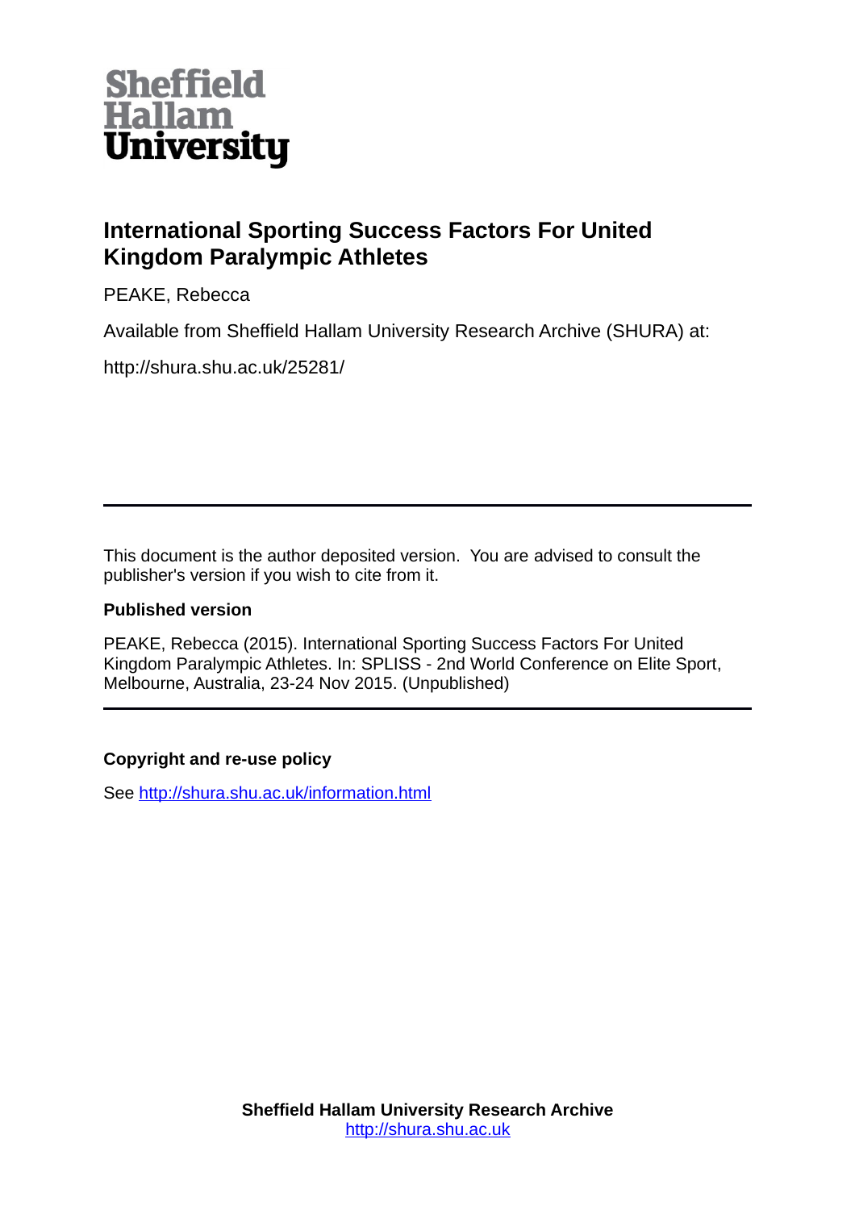Sheffield Hallam University

# International Sporting Success Factors For United Kingdom Paralympic Athletes

PEAKE, Rebecca

Available from Sheffield Hallam University Research Archive (SHURA) at:

http://shura.shu.ac.uk/25281/

---

This document is the author deposited version. You are advised to consult the publisher's version if you wish to cite from it.

**Published version**

PEAKE, Rebecca (2015). International Sporting Success Factors For United Kingdom Paralympic Athletes. In: SPLISS - 2nd World Conference on Elite Sport, Melbourne, Australia, 23-24 Nov 2015. (Unpublished)

---

**Copyright and re-use policy**

See http://shura.shu.ac.uk/information.html

**Sheffield Hallam University Research Archive**
http://shura.shu.ac.uk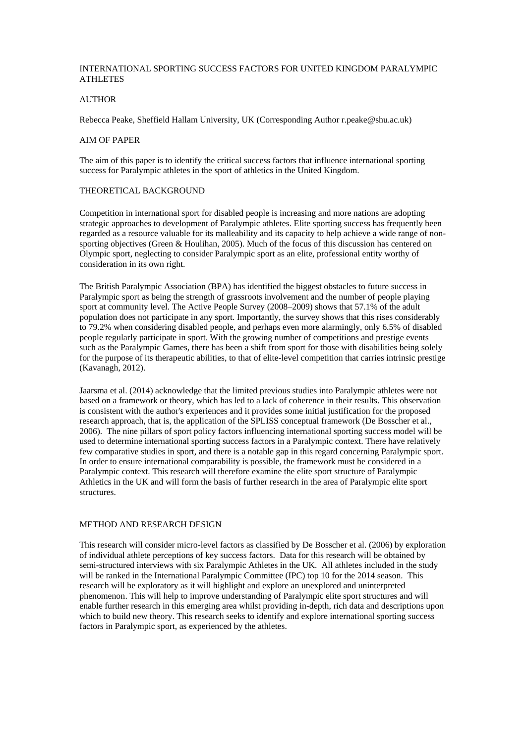# INTERNATIONAL SPORTING SUCCESS FACTORS FOR UNITED KINGDOM PARALYMPIC ATHLETES

## AUTHOR

Rebecca Peake, Sheffield Hallam University, UK (Corresponding Author r.peake@shu.ac.uk)

## AIM OF PAPER

The aim of this paper is to identify the critical success factors that influence international sporting success for Paralympic athletes in the sport of athletics in the United Kingdom.

## THEORETICAL BACKGROUND

Competition in international sport for disabled people is increasing and more nations are adopting strategic approaches to development of Paralympic athletes. Elite sporting success has frequently been regarded as a resource valuable for its malleability and its capacity to help achieve a wide range of non-sporting objectives (Green & Houlihan, 2005). Much of the focus of this discussion has centered on Olympic sport, neglecting to consider Paralympic sport as an elite, professional entity worthy of consideration in its own right.

The British Paralympic Association (BPA) has identified the biggest obstacles to future success in Paralympic sport as being the strength of grassroots involvement and the number of people playing sport at community level. The Active People Survey (2008–2009) shows that 57.1% of the adult population does not participate in any sport. Importantly, the survey shows that this rises considerably to 79.2% when considering disabled people, and perhaps even more alarmingly, only 6.5% of disabled people regularly participate in sport. With the growing number of competitions and prestige events such as the Paralympic Games, there has been a shift from sport for those with disabilities being solely for the purpose of its therapeutic abilities, to that of elite-level competition that carries intrinsic prestige (Kavanagh, 2012).

Jaarsma et al. (2014) acknowledge that the limited previous studies into Paralympic athletes were not based on a framework or theory, which has led to a lack of coherence in their results. This observation is consistent with the author's experiences and it provides some initial justification for the proposed research approach, that is, the application of the SPLISS conceptual framework (De Bosscher et al., 2006). The nine pillars of sport policy factors influencing international sporting success model will be used to determine international sporting success factors in a Paralympic context. There have relatively few comparative studies in sport, and there is a notable gap in this regard concerning Paralympic sport. In order to ensure international comparability is possible, the framework must be considered in a Paralympic context. This research will therefore examine the elite sport structure of Paralympic Athletics in the UK and will form the basis of further research in the area of Paralympic elite sport structures.

## METHOD AND RESEARCH DESIGN

This research will consider micro-level factors as classified by De Bosscher et al. (2006) by exploration of individual athlete perceptions of key success factors. Data for this research will be obtained by semi-structured interviews with six Paralympic Athletes in the UK. All athletes included in the study will be ranked in the International Paralympic Committee (IPC) top 10 for the 2014 season. This research will be exploratory as it will highlight and explore an unexplored and uninterpreted phenomenon. This will help to improve understanding of Paralympic elite sport structures and will enable further research in this emerging area whilst providing in-depth, rich data and descriptions upon which to build new theory. This research seeks to identify and explore international sporting success factors in Paralympic sport, as experienced by the athletes.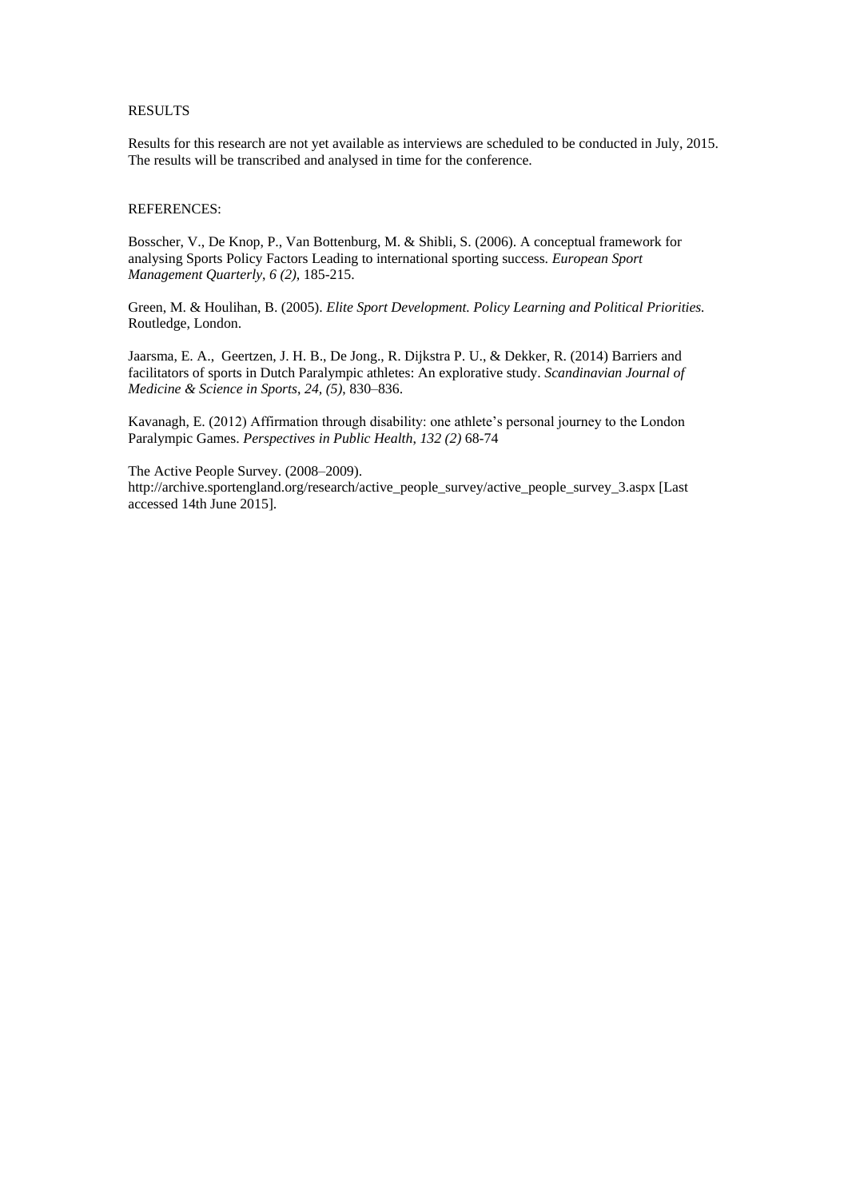## RESULTS

Results for this research are not yet available as interviews are scheduled to be conducted in July, 2015. The results will be transcribed and analysed in time for the conference.

## REFERENCES:

Bosscher, V., De Knop, P., Van Bottenburg, M. & Shibli, S. (2006). A conceptual framework for analysing Sports Policy Factors Leading to international sporting success. *European Sport Management Quarterly, 6 (2)*, 185-215.

Green, M. & Houlihan, B. (2005). *Elite Sport Development. Policy Learning and Political Priorities.* Routledge, London.

Jaarsma, E. A., Geertzen, J. H. B., De Jong., R. Dijkstra P. U., & Dekker, R. (2014) Barriers and facilitators of sports in Dutch Paralympic athletes: An explorative study. *Scandinavian Journal of Medicine & Science in Sports, 24, (5)*, 830–836.

Kavanagh, E. (2012) Affirmation through disability: one athlete's personal journey to the London Paralympic Games. *Perspectives in Public Health, 132 (2)* 68-74

The Active People Survey. (2008–2009). http://archive.sportengland.org/research/active_people_survey/active_people_survey_3.aspx [Last accessed 14th June 2015].